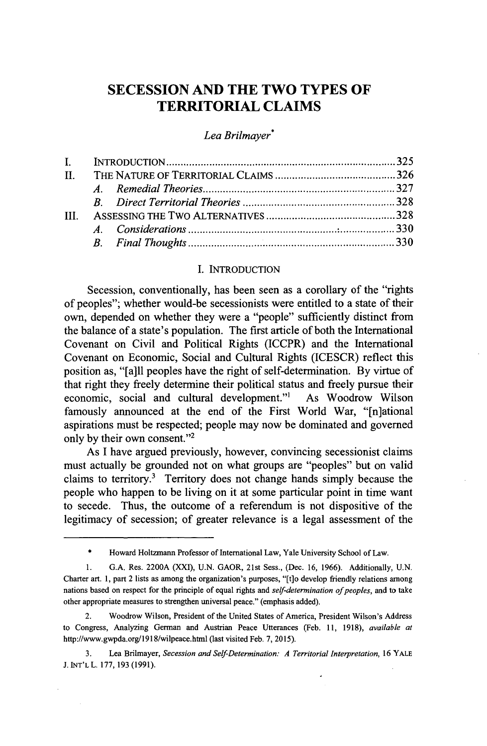# SECESSION AND THE TWO TYPES OF TERRITORIAL CLAIMS

*Lea Brilmayer*[*]

| | | |
|---|---|---|
| I. | INTRODUCTION | 325 |
| II. | THE NATURE OF TERRITORIAL CLAIMS | 326 |
| | *A. Remedial Theories* | 327 |
| | *B. Direct Territorial Theories* | 328 |
| III. | ASSESSING THE TWO ALTERNATIVES | 328 |
| | *A. Considerations* | 330 |
| | *B. Final Thoughts* | 330 |

## I. INTRODUCTION

Secession, conventionally, has been seen as a corollary of the "rights of peoples"; whether would-be secessionists were entitled to a state of their own, depended on whether they were a "people" sufficiently distinct from the balance of a state's population. The first article of both the International Covenant on Civil and Political Rights (ICCPR) and the International Covenant on Economic, Social and Cultural Rights (ICESCR) reflect this position as, "[a]ll peoples have the right of self-determination. By virtue of that right they freely determine their political status and freely pursue their economic, social and cultural development."[1] As Woodrow Wilson famously announced at the end of the First World War, "[n]ational aspirations must be respected; people may now be dominated and governed only by their own consent."[2]

As I have argued previously, however, convincing secessionist claims must actually be grounded not on what groups are "peoples" but on valid claims to territory.[3] Territory does not change hands simply because the people who happen to be living on it at some particular point in time want to secede. Thus, the outcome of a referendum is not dispositive of the legitimacy of secession; of greater relevance is a legal assessment of the

---

\* Howard Holtzmann Professor of International Law, Yale University School of Law.

1. G.A. Res. 2200A (XXI), U.N. GAOR, 21st Sess., (Dec. 16, 1966). Additionally, U.N. Charter art. 1, part 2 lists as among the organization's purposes, "[t]o develop friendly relations among nations based on respect for the principle of equal rights and *self-determination of peoples*, and to take other appropriate measures to strengthen universal peace." (emphasis added).

2. Woodrow Wilson, President of the United States of America, President Wilson's Address to Congress, Analyzing German and Austrian Peace Utterances (Feb. 11, 1918), *available at* http://www.gwpda.org/1918/wilpeace.html (last visited Feb. 7, 2015).

3. Lea Brilmayer, *Secession and Self-Determination: A Territorial Interpretation*, 16 YALE J. INT'L L. 177, 193 (1991).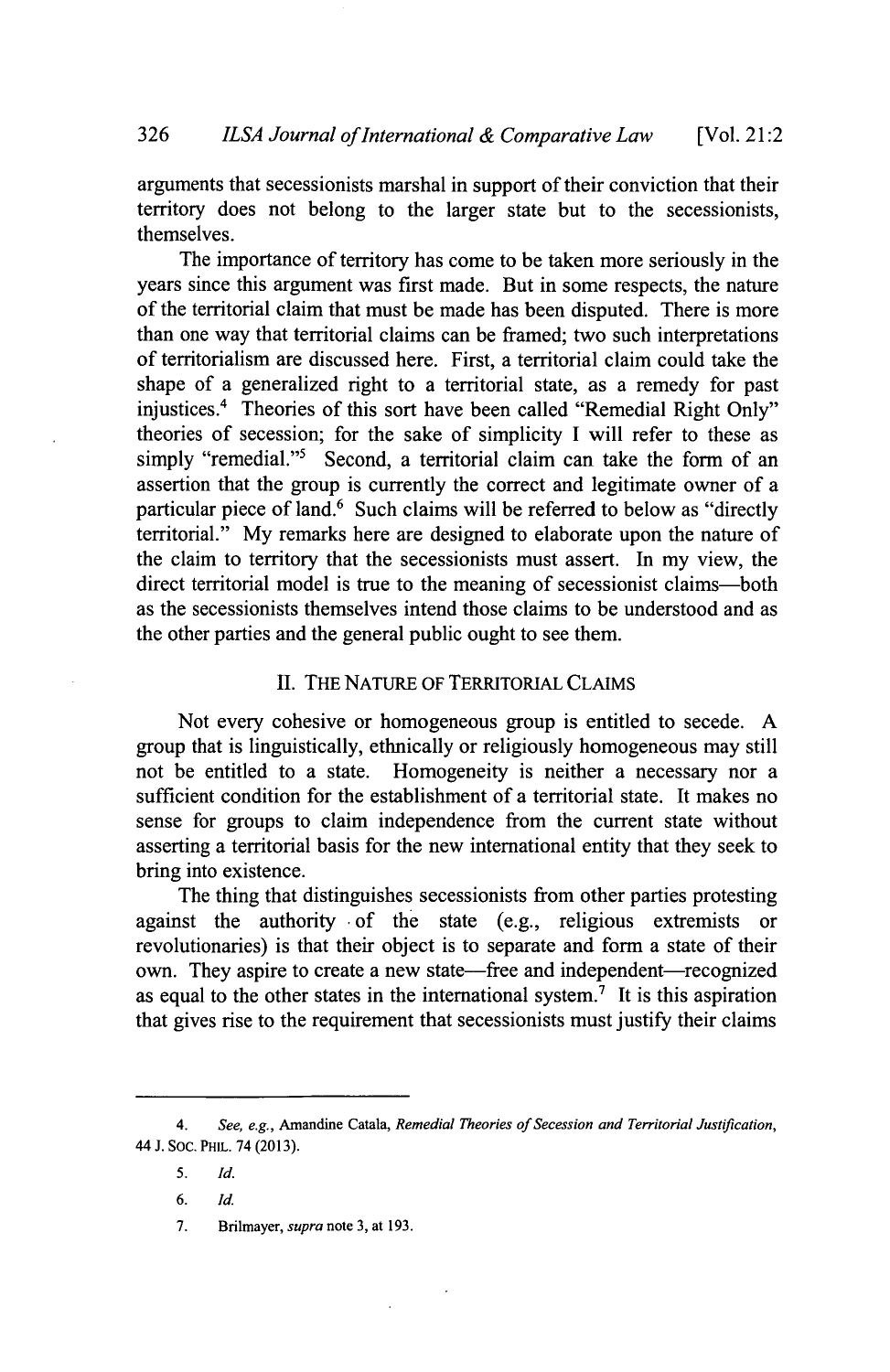arguments that secessionists marshal in support of their conviction that their territory does not belong to the larger state but to the secessionists, themselves.

The importance of territory has come to be taken more seriously in the years since this argument was first made. But in some respects, the nature of the territorial claim that must be made has been disputed. There is more than one way that territorial claims can be framed; two such interpretations of territorialism are discussed here. First, a territorial claim could take the shape of a generalized right to a territorial state, as a remedy for past injustices.[4] Theories of this sort have been called "Remedial Right Only" theories of secession; for the sake of simplicity I will refer to these as simply "remedial."[5] Second, a territorial claim can take the form of an assertion that the group is currently the correct and legitimate owner of a particular piece of land.[6] Such claims will be referred to below as "directly territorial." My remarks here are designed to elaborate upon the nature of the claim to territory that the secessionists must assert. In my view, the direct territorial model is true to the meaning of secessionist claims—both as the secessionists themselves intend those claims to be understood and as the other parties and the general public ought to see them.

## II. THE NATURE OF TERRITORIAL CLAIMS

Not every cohesive or homogeneous group is entitled to secede. A group that is linguistically, ethnically or religiously homogeneous may still not be entitled to a state. Homogeneity is neither a necessary nor a sufficient condition for the establishment of a territorial state. It makes no sense for groups to claim independence from the current state without asserting a territorial basis for the new international entity that they seek to bring into existence.

The thing that distinguishes secessionists from other parties protesting against the authority of the state (e.g., religious extremists or revolutionaries) is that their object is to separate and form a state of their own. They aspire to create a new state—free and independent—recognized as equal to the other states in the international system.[7] It is this aspiration that gives rise to the requirement that secessionists must justify their claims

---

4. *See, e.g.*, Amandine Catala, *Remedial Theories of Secession and Territorial Justification*, 44 J. SOC. PHIL. 74 (2013).

5. *Id.*

6. *Id.*

7. Brilmayer, *supra* note 3, at 193.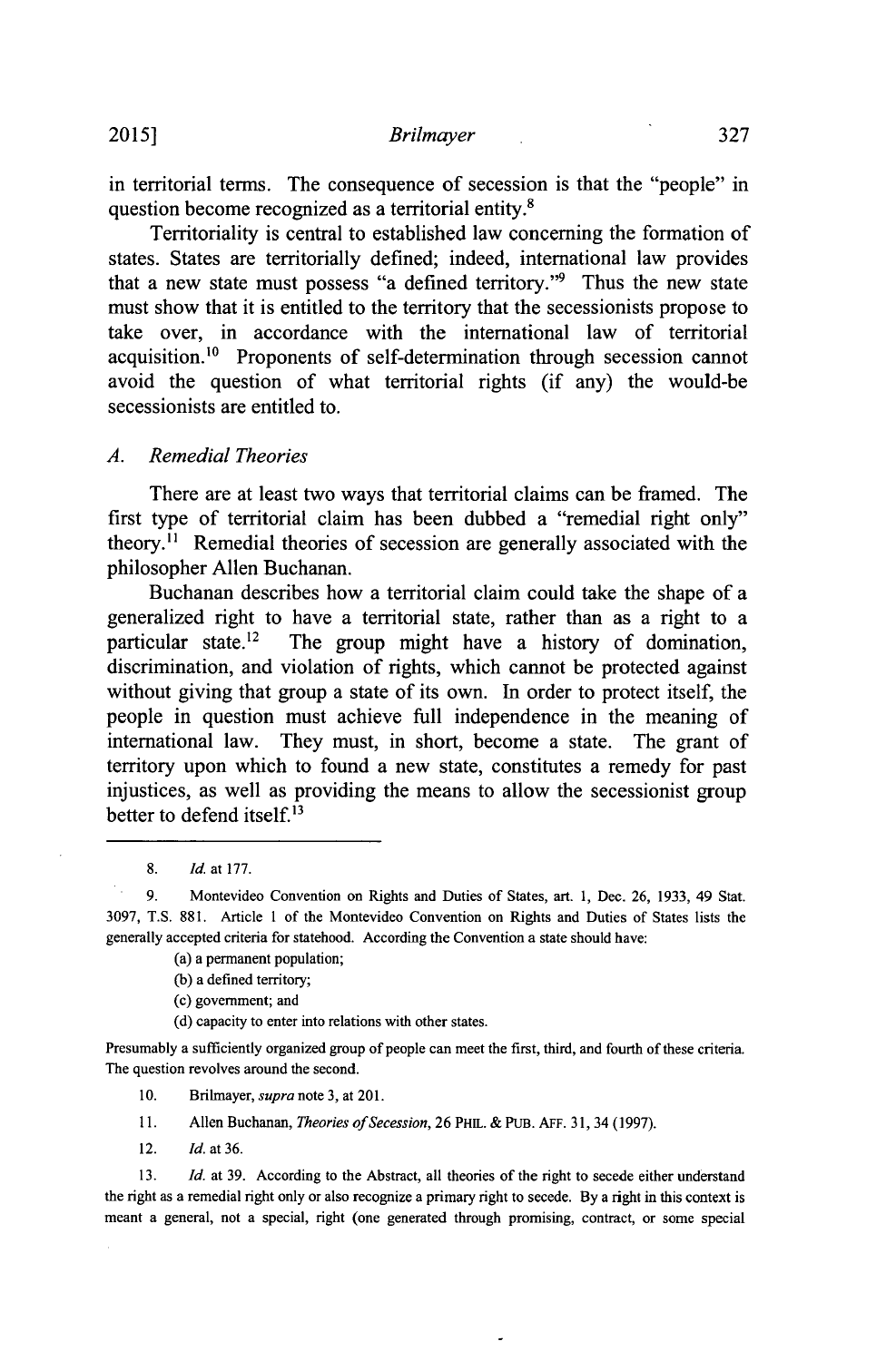in territorial terms. The consequence of secession is that the "people" in question become recognized as a territorial entity.[8]

Territoriality is central to established law concerning the formation of states. States are territorially defined; indeed, international law provides that a new state must possess "a defined territory."[9] Thus the new state must show that it is entitled to the territory that the secessionists propose to take over, in accordance with the international law of territorial acquisition.[10] Proponents of self-determination through secession cannot avoid the question of what territorial rights (if any) the would-be secessionists are entitled to.

### A. *Remedial Theories*

There are at least two ways that territorial claims can be framed. The first type of territorial claim has been dubbed a "remedial right only" theory.[11] Remedial theories of secession are generally associated with the philosopher Allen Buchanan.

Buchanan describes how a territorial claim could take the shape of a generalized right to have a territorial state, rather than as a right to a particular state.[12] The group might have a history of domination, discrimination, and violation of rights, which cannot be protected against without giving that group a state of its own. In order to protect itself, the people in question must achieve full independence in the meaning of international law. They must, in short, become a state. The grant of territory upon which to found a new state, constitutes a remedy for past injustices, as well as providing the means to allow the secessionist group better to defend itself.[13]

---

8. *Id.* at 177.

9. Montevideo Convention on Rights and Duties of States, art. 1, Dec. 26, 1933, 49 Stat. 3097, T.S. 881. Article 1 of the Montevideo Convention on Rights and Duties of States lists the generally accepted criteria for statehood. According the Convention a state should have:

(a) a permanent population;

(b) a defined territory;

(c) government; and

(d) capacity to enter into relations with other states.

Presumably a sufficiently organized group of people can meet the first, third, and fourth of these criteria. The question revolves around the second.

10. Brilmayer, *supra* note 3, at 201.

11. Allen Buchanan, *Theories of Secession*, 26 PHIL. & PUB. AFF. 31, 34 (1997).

12. *Id.* at 36.

13. *Id.* at 39. According to the Abstract, all theories of the right to secede either understand the right as a remedial right only or also recognize a primary right to secede. By a right in this context is meant a general, not a special, right (one generated through promising, contract, or some special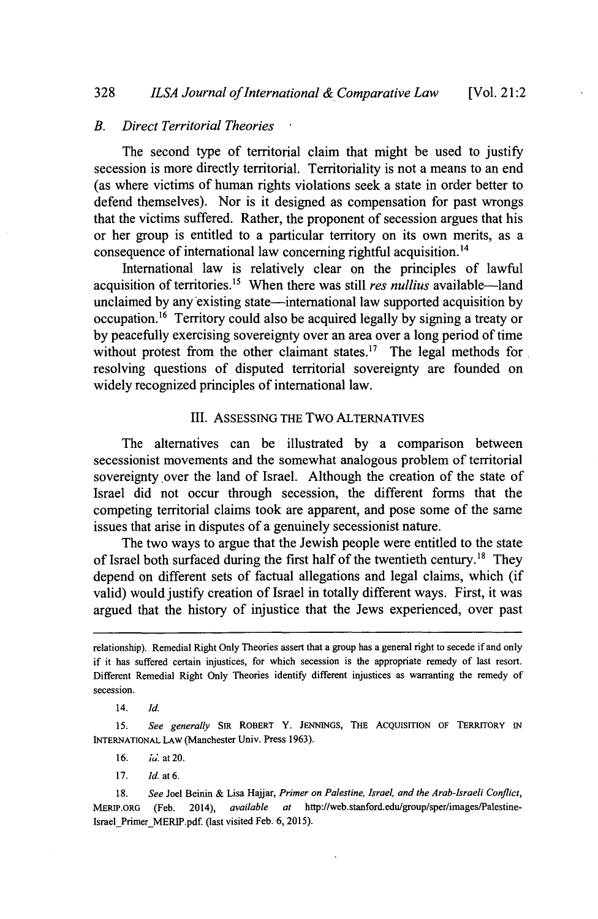### B. Direct Territorial Theories

The second type of territorial claim that might be used to justify secession is more directly territorial. Territoriality is not a means to an end (as where victims of human rights violations seek a state in order better to defend themselves). Nor is it designed as compensation for past wrongs that the victims suffered. Rather, the proponent of secession argues that his or her group is entitled to a particular territory on its own merits, as a consequence of international law concerning rightful acquisition.[14]

International law is relatively clear on the principles of lawful acquisition of territories.[15] When there was still *res nullius* available—land unclaimed by any existing state—international law supported acquisition by occupation.[16] Territory could also be acquired legally by signing a treaty or by peacefully exercising sovereignty over an area over a long period of time without protest from the other claimant states.[17] The legal methods for resolving questions of disputed territorial sovereignty are founded on widely recognized principles of international law.

## III. Assessing the Two Alternatives

The alternatives can be illustrated by a comparison between secessionist movements and the somewhat analogous problem of territorial sovereignty over the land of Israel. Although the creation of the state of Israel did not occur through secession, the different forms that the competing territorial claims took are apparent, and pose some of the same issues that arise in disputes of a genuinely secessionist nature.

The two ways to argue that the Jewish people were entitled to the state of Israel both surfaced during the first half of the twentieth century.[18] They depend on different sets of factual allegations and legal claims, which (if valid) would justify creation of Israel in totally different ways. First, it was argued that the history of injustice that the Jews experienced, over past

---

relationship). Remedial Right Only Theories assert that a group has a general right to secede if and only if it has suffered certain injustices, for which secession is the appropriate remedy of last resort. Different Remedial Right Only Theories identify different injustices as warranting the remedy of secession.

14. *Id.*

15. *See generally* SIR ROBERT Y. JENNINGS, THE ACQUISITION OF TERRITORY IN INTERNATIONAL LAW (Manchester Univ. Press 1963).

16. *Id.* at 20.

17. *Id.* at 6.

18. *See* Joel Beinin & Lisa Hajjar, *Primer on Palestine, Israel, and the Arab-Israeli Conflict*, MERIP.ORG (Feb. 2014), *available at* http://web.stanford.edu/group/sper/images/Palestine-Israel_Primer_MERIP.pdf. (last visited Feb. 6, 2015).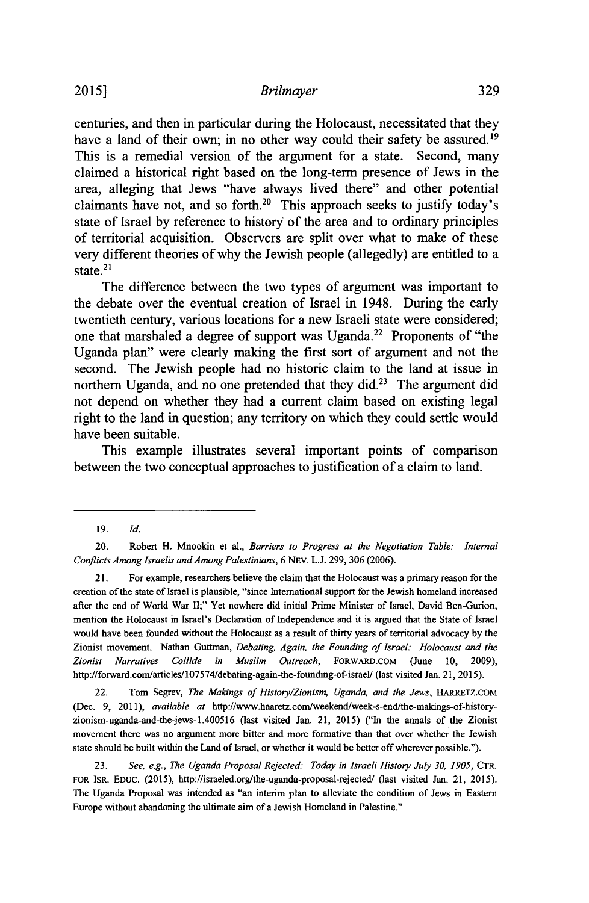centuries, and then in particular during the Holocaust, necessitated that they have a land of their own; in no other way could their safety be assured.[19] This is a remedial version of the argument for a state. Second, many claimed a historical right based on the long-term presence of Jews in the area, alleging that Jews "have always lived there" and other potential claimants have not, and so forth.[20] This approach seeks to justify today's state of Israel by reference to history of the area and to ordinary principles of territorial acquisition. Observers are split over what to make of these very different theories of why the Jewish people (allegedly) are entitled to a state.[21]

The difference between the two types of argument was important to the debate over the eventual creation of Israel in 1948. During the early twentieth century, various locations for a new Israeli state were considered; one that marshaled a degree of support was Uganda.[22] Proponents of "the Uganda plan" were clearly making the first sort of argument and not the second. The Jewish people had no historic claim to the land at issue in northern Uganda, and no one pretended that they did.[23] The argument did not depend on whether they had a current claim based on existing legal right to the land in question; any territory on which they could settle would have been suitable.

This example illustrates several important points of comparison between the two conceptual approaches to justification of a claim to land.

---

19. *Id.*

20. Robert H. Mnookin et al., *Barriers to Progress at the Negotiation Table: Internal Conflicts Among Israelis and Among Palestinians*, 6 NEV. L.J. 299, 306 (2006).

21. For example, researchers believe the claim that the Holocaust was a primary reason for the creation of the state of Israel is plausible, "since International support for the Jewish homeland increased after the end of World War II;" Yet nowhere did initial Prime Minister of Israel, David Ben-Gurion, mention the Holocaust in Israel's Declaration of Independence and it is argued that the State of Israel would have been founded without the Holocaust as a result of thirty years of territorial advocacy by the Zionist movement. Nathan Guttman, *Debating, Again, the Founding of Israel: Holocaust and the Zionist Narratives Collide in Muslim Outreach*, FORWARD.COM (June 10, 2009), http://forward.com/articles/107574/debating-again-the-founding-of-israel/ (last visited Jan. 21, 2015).

22. Tom Segrev, *The Makings of History/Zionism, Uganda, and the Jews*, HARRETZ.COM (Dec. 9, 2011), *available at* http://www.haaretz.com/weekend/week-s-end/the-makings-of-history-zionism-uganda-and-the-jews-1.400516 (last visited Jan. 21, 2015) ("In the annals of the Zionist movement there was no argument more bitter and more formative than that over whether the Jewish state should be built within the Land of Israel, or whether it would be better off wherever possible.").

23. *See, e.g.*, *The Uganda Proposal Rejected: Today in Israeli History July 30, 1905*, CTR. FOR ISR. EDUC. (2015), http://israeled.org/the-uganda-proposal-rejected/ (last visited Jan. 21, 2015). The Uganda Proposal was intended as "an interim plan to alleviate the condition of Jews in Eastern Europe without abandoning the ultimate aim of a Jewish Homeland in Palestine."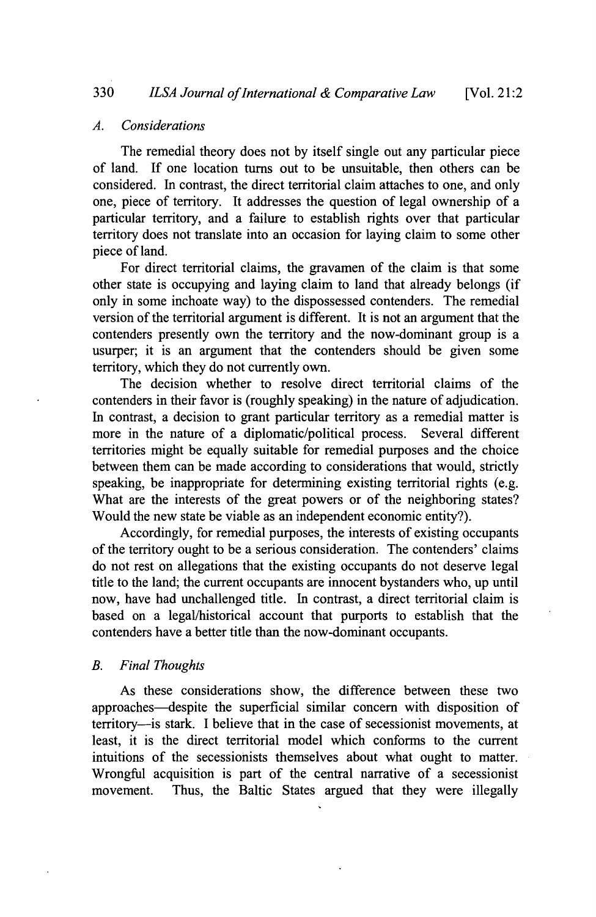### *A. Considerations*

The remedial theory does not by itself single out any particular piece of land. If one location turns out to be unsuitable, then others can be considered. In contrast, the direct territorial claim attaches to one, and only one, piece of territory. It addresses the question of legal ownership of a particular territory, and a failure to establish rights over that particular territory does not translate into an occasion for laying claim to some other piece of land.

For direct territorial claims, the gravamen of the claim is that some other state is occupying and laying claim to land that already belongs (if only in some inchoate way) to the dispossessed contenders. The remedial version of the territorial argument is different. It is not an argument that the contenders presently own the territory and the now-dominant group is a usurper; it is an argument that the contenders should be given some territory, which they do not currently own.

The decision whether to resolve direct territorial claims of the contenders in their favor is (roughly speaking) in the nature of adjudication. In contrast, a decision to grant particular territory as a remedial matter is more in the nature of a diplomatic/political process. Several different territories might be equally suitable for remedial purposes and the choice between them can be made according to considerations that would, strictly speaking, be inappropriate for determining existing territorial rights (e.g. What are the interests of the great powers or of the neighboring states? Would the new state be viable as an independent economic entity?).

Accordingly, for remedial purposes, the interests of existing occupants of the territory ought to be a serious consideration. The contenders' claims do not rest on allegations that the existing occupants do not deserve legal title to the land; the current occupants are innocent bystanders who, up until now, have had unchallenged title. In contrast, a direct territorial claim is based on a legal/historical account that purports to establish that the contenders have a better title than the now-dominant occupants.

### *B. Final Thoughts*

As these considerations show, the difference between these two approaches—despite the superficial similar concern with disposition of territory—is stark. I believe that in the case of secessionist movements, at least, it is the direct territorial model which conforms to the current intuitions of the secessionists themselves about what ought to matter. Wrongful acquisition is part of the central narrative of a secessionist movement. Thus, the Baltic States argued that they were illegally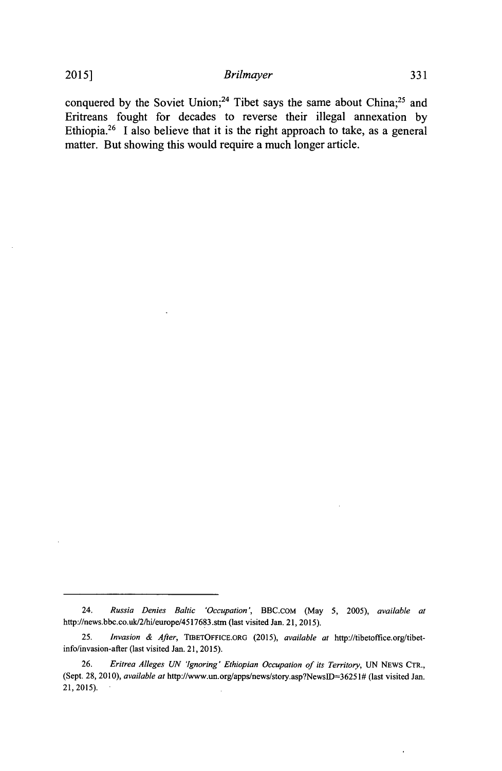conquered by the Soviet Union;[24] Tibet says the same about China;[25] and Eritreans fought for decades to reverse their illegal annexation by Ethiopia.[26] I also believe that it is the right approach to take, as a general matter. But showing this would require a much longer article.

---

24. *Russia Denies Baltic 'Occupation'*, BBC.COM (May 5, 2005), *available at* http://news.bbc.co.uk/2/hi/europe/4517683.stm (last visited Jan. 21, 2015).

25. *Invasion & After*, TIBETOFFICE.ORG (2015), *available at* http://tibetoffice.org/tibet-info/invasion-after (last visited Jan. 21, 2015).

26. *Eritrea Alleges UN 'Ignoring' Ethiopian Occupation of its Territory*, UN NEWS CTR., (Sept. 28, 2010), *available at* http://www.un.org/apps/news/story.asp?NewsID=36251# (last visited Jan. 21, 2015).